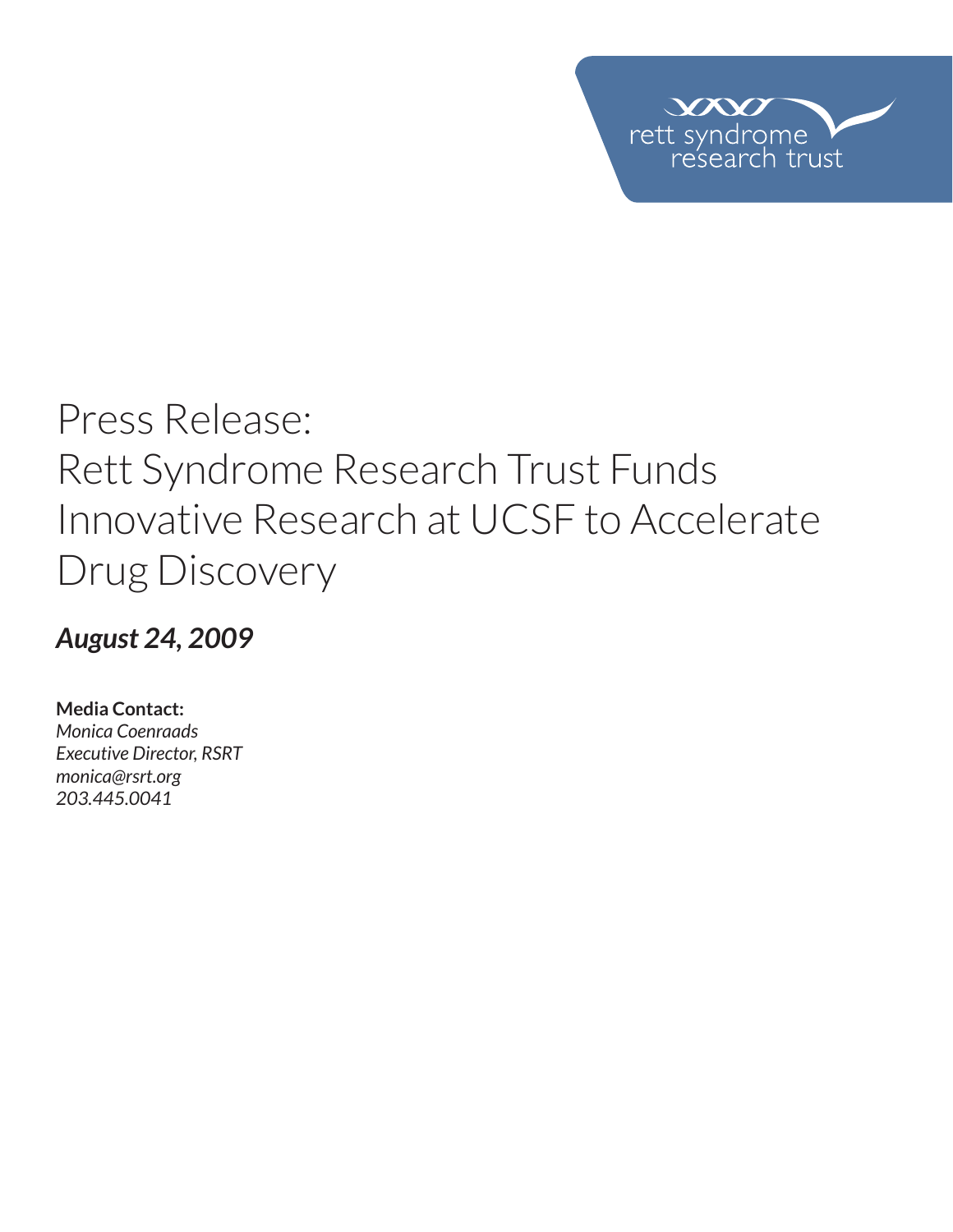rett syndrome research trust

# Press Release: Rett Syndrome Research Trust Funds Innovative Research at UCSF to Accelerate Drug Discovery

***August 24, 2009***

**Media Contact:**
*Monica Coenraads*
*Executive Director, RSRT*
*monica@rsrt.org*
*203.445.0041*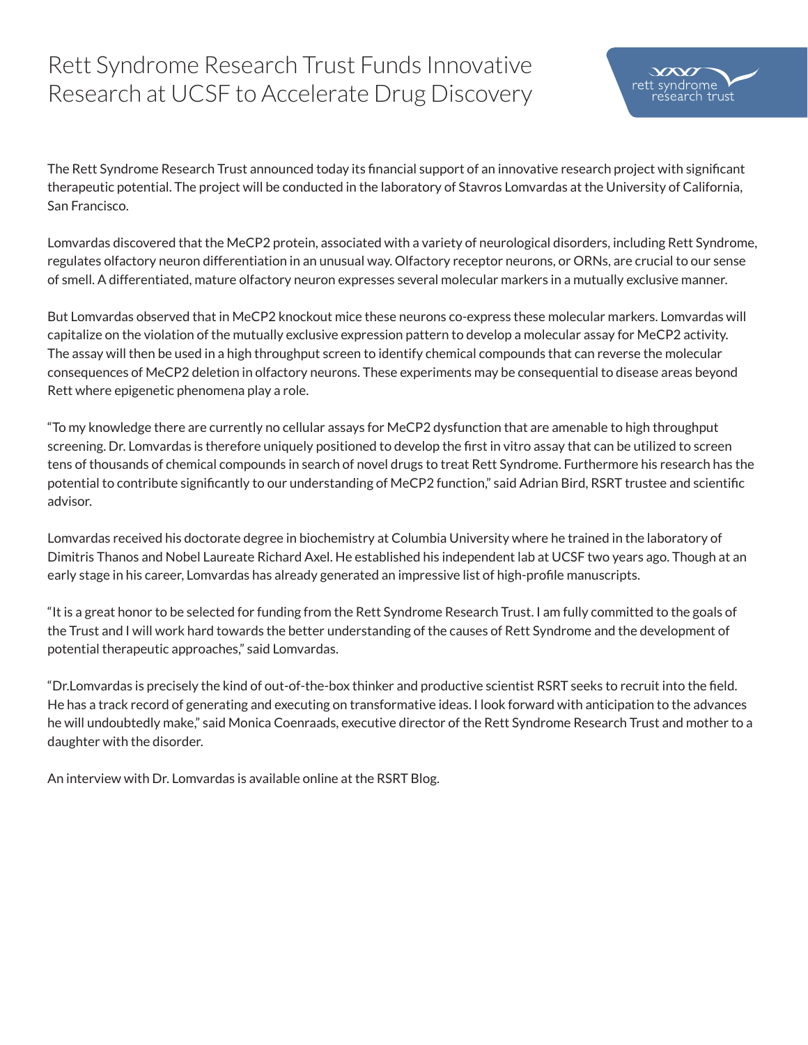# Rett Syndrome Research Trust Funds Innovative Research at UCSF to Accelerate Drug Discovery

The Rett Syndrome Research Trust announced today its financial support of an innovative research project with significant therapeutic potential. The project will be conducted in the laboratory of Stavros Lomvardas at the University of California, San Francisco.

Lomvardas discovered that the MeCP2 protein, associated with a variety of neurological disorders, including Rett Syndrome, regulates olfactory neuron differentiation in an unusual way. Olfactory receptor neurons, or ORNs, are crucial to our sense of smell. A differentiated, mature olfactory neuron expresses several molecular markers in a mutually exclusive manner.

But Lomvardas observed that in MeCP2 knockout mice these neurons co-express these molecular markers. Lomvardas will capitalize on the violation of the mutually exclusive expression pattern to develop a molecular assay for MeCP2 activity. The assay will then be used in a high throughput screen to identify chemical compounds that can reverse the molecular consequences of MeCP2 deletion in olfactory neurons. These experiments may be consequential to disease areas beyond Rett where epigenetic phenomena play a role.

“To my knowledge there are currently no cellular assays for MeCP2 dysfunction that are amenable to high throughput screening. Dr. Lomvardas is therefore uniquely positioned to develop the first in vitro assay that can be utilized to screen tens of thousands of chemical compounds in search of novel drugs to treat Rett Syndrome. Furthermore his research has the potential to contribute significantly to our understanding of MeCP2 function,” said Adrian Bird, RSRT trustee and scientific advisor.

Lomvardas received his doctorate degree in biochemistry at Columbia University where he trained in the laboratory of Dimitris Thanos and Nobel Laureate Richard Axel. He established his independent lab at UCSF two years ago. Though at an early stage in his career, Lomvardas has already generated an impressive list of high-profile manuscripts.

“It is a great honor to be selected for funding from the Rett Syndrome Research Trust. I am fully committed to the goals of the Trust and I will work hard towards the better understanding of the causes of Rett Syndrome and the development of potential therapeutic approaches,” said Lomvardas.

“Dr.Lomvardas is precisely the kind of out-of-the-box thinker and productive scientist RSRT seeks to recruit into the field. He has a track record of generating and executing on transformative ideas. I look forward with anticipation to the advances he will undoubtedly make,” said Monica Coenraads, executive director of the Rett Syndrome Research Trust and mother to a daughter with the disorder.

An interview with Dr. Lomvardas is available online at the RSRT Blog.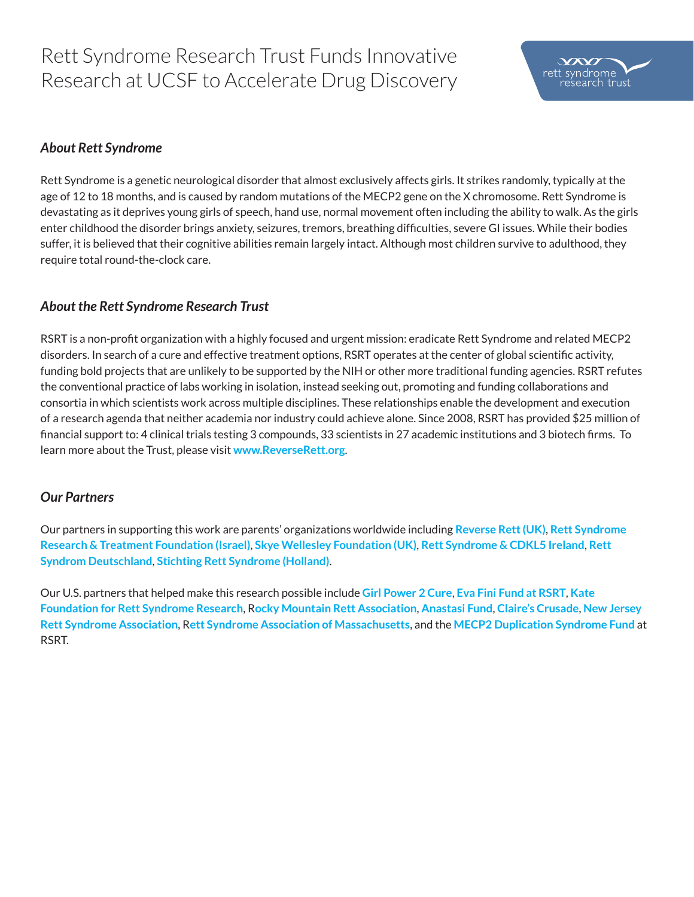# Rett Syndrome Research Trust Funds Innovative Research at UCSF to Accelerate Drug Discovery

### *About Rett Syndrome*

Rett Syndrome is a genetic neurological disorder that almost exclusively affects girls. It strikes randomly, typically at the age of 12 to 18 months, and is caused by random mutations of the MECP2 gene on the X chromosome. Rett Syndrome is devastating as it deprives young girls of speech, hand use, normal movement often including the ability to walk. As the girls enter childhood the disorder brings anxiety, seizures, tremors, breathing difficulties, severe GI issues. While their bodies suffer, it is believed that their cognitive abilities remain largely intact. Although most children survive to adulthood, they require total round-the-clock care.

### *About the Rett Syndrome Research Trust*

RSRT is a non-profit organization with a highly focused and urgent mission: eradicate Rett Syndrome and related MECP2 disorders. In search of a cure and effective treatment options, RSRT operates at the center of global scientific activity, funding bold projects that are unlikely to be supported by the NIH or other more traditional funding agencies. RSRT refutes the conventional practice of labs working in isolation, instead seeking out, promoting and funding collaborations and consortia in which scientists work across multiple disciplines. These relationships enable the development and execution of a research agenda that neither academia nor industry could achieve alone. Since 2008, RSRT has provided $25 million of financial support to: 4 clinical trials testing 3 compounds, 33 scientists in 27 academic institutions and 3 biotech firms. To learn more about the Trust, please visit **www.ReverseRett.org**.

### *Our Partners*

Our partners in supporting this work are parents' organizations worldwide including **Reverse Rett (UK)**, **Rett Syndrome Research & Treatment Foundation (Israel)**, **Skye Wellesley Foundation (UK)**, **Rett Syndrome & CDKL5 Ireland**, **Rett Syndrom Deutschland**, **Stichting Rett Syndrome (Holland)**.

Our U.S. partners that helped make this research possible include **Girl Power 2 Cure**, **Eva Fini Fund at RSRT**, **Kate Foundation for Rett Syndrome Research**, **Rocky Mountain Rett Association**, **Anastasi Fund**, **Claire's Crusade**, **New Jersey Rett Syndrome Association**, **Rett Syndrome Association of Massachusetts**, and the **MECP2 Duplication Syndrome Fund** at RSRT.